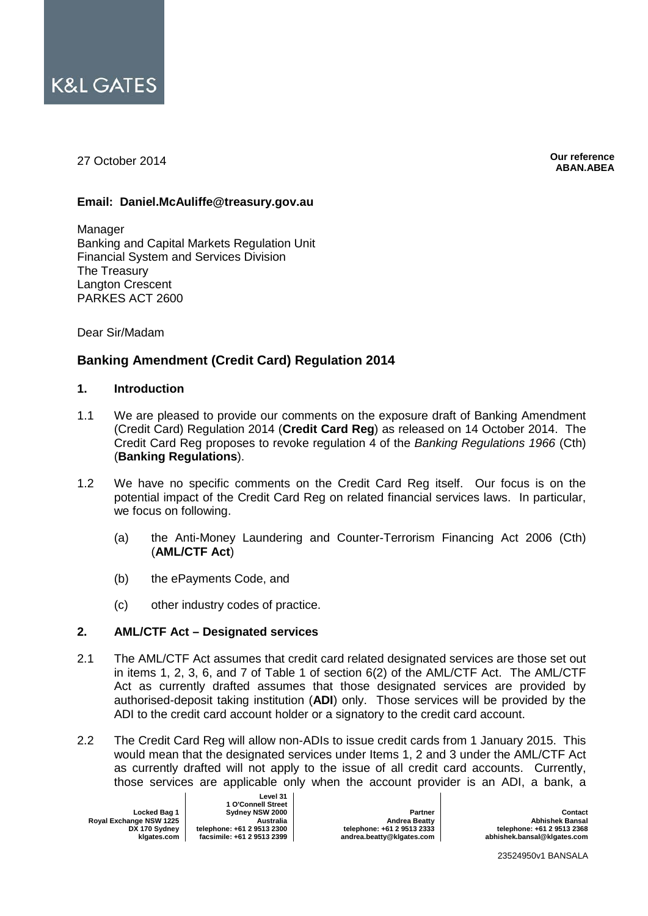K&L GATES

27 October 2014

**Our reference**
**ABAN.ABEA**

**Email: Daniel.McAuliffe@treasury.gov.au**

Manager
Banking and Capital Markets Regulation Unit
Financial System and Services Division
The Treasury
Langton Crescent
PARKES ACT 2600

Dear Sir/Madam

## Banking Amendment (Credit Card) Regulation 2014

### 1. Introduction

1.1 We are pleased to provide our comments on the exposure draft of Banking Amendment (Credit Card) Regulation 2014 (**Credit Card Reg**) as released on 14 October 2014. The Credit Card Reg proposes to revoke regulation 4 of the *Banking Regulations 1966* (Cth) (**Banking Regulations**).

1.2 We have no specific comments on the Credit Card Reg itself. Our focus is on the potential impact of the Credit Card Reg on related financial services laws. In particular, we focus on following.

(a) the Anti-Money Laundering and Counter-Terrorism Financing Act 2006 (Cth) (**AML/CTF Act**)

(b) the ePayments Code, and

(c) other industry codes of practice.

### 2. AML/CTF Act – Designated services

2.1 The AML/CTF Act assumes that credit card related designated services are those set out in items 1, 2, 3, 6, and 7 of Table 1 of section 6(2) of the AML/CTF Act. The AML/CTF Act as currently drafted assumes that those designated services are provided by authorised-deposit taking institution (**ADI**) only. Those services will be provided by the ADI to the credit card account holder or a signatory to the credit card account.

2.2 The Credit Card Reg will allow non-ADIs to issue credit cards from 1 January 2015. This would mean that the designated services under Items 1, 2 and 3 under the AML/CTF Act as currently drafted will not apply to the issue of all credit card accounts. Currently, those services are applicable only when the account provider is an ADI, a bank, a

Locked Bag 1
Royal Exchange NSW 1225
DX 170 Sydney
klgates.com

Level 31
1 O'Connell Street
Sydney NSW 2000
Australia
telephone: +61 2 9513 2300
facsimile: +61 2 9513 2399

Partner
Andrea Beatty
telephone: +61 2 9513 2333
andrea.beatty@klgates.com

Contact
Abhishek Bansal
telephone: +61 2 9513 2368
abhishek.bansal@klgates.com

23524950v1 BANSALA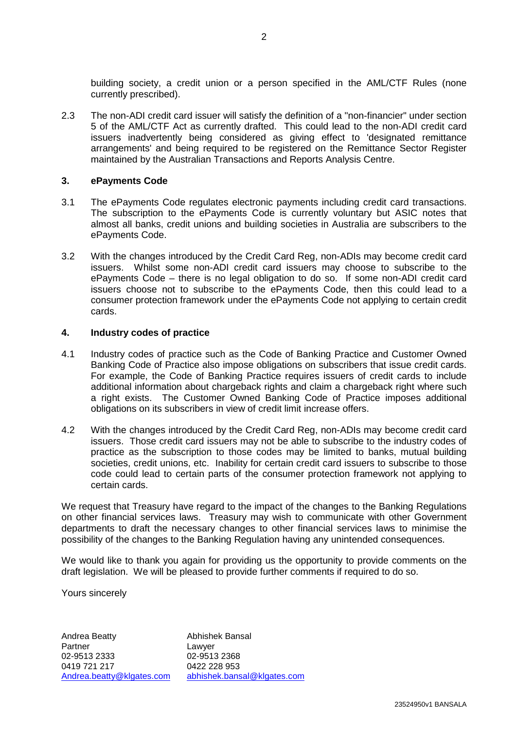building society, a credit union or a person specified in the AML/CTF Rules (none currently prescribed).

2.3 The non-ADI credit card issuer will satisfy the definition of a "non-financier" under section 5 of the AML/CTF Act as currently drafted. This could lead to the non-ADI credit card issuers inadvertently being considered as giving effect to 'designated remittance arrangements' and being required to be registered on the Remittance Sector Register maintained by the Australian Transactions and Reports Analysis Centre.

## 3. ePayments Code

3.1 The ePayments Code regulates electronic payments including credit card transactions. The subscription to the ePayments Code is currently voluntary but ASIC notes that almost all banks, credit unions and building societies in Australia are subscribers to the ePayments Code.

3.2 With the changes introduced by the Credit Card Reg, non-ADIs may become credit card issuers. Whilst some non-ADI credit card issuers may choose to subscribe to the ePayments Code – there is no legal obligation to do so. If some non-ADI credit card issuers choose not to subscribe to the ePayments Code, then this could lead to a consumer protection framework under the ePayments Code not applying to certain credit cards.

## 4. Industry codes of practice

4.1 Industry codes of practice such as the Code of Banking Practice and Customer Owned Banking Code of Practice also impose obligations on subscribers that issue credit cards. For example, the Code of Banking Practice requires issuers of credit cards to include additional information about chargeback rights and claim a chargeback right where such a right exists. The Customer Owned Banking Code of Practice imposes additional obligations on its subscribers in view of credit limit increase offers.

4.2 With the changes introduced by the Credit Card Reg, non-ADIs may become credit card issuers. Those credit card issuers may not be able to subscribe to the industry codes of practice as the subscription to those codes may be limited to banks, mutual building societies, credit unions, etc. Inability for certain credit card issuers to subscribe to those code could lead to certain parts of the consumer protection framework not applying to certain cards.

We request that Treasury have regard to the impact of the changes to the Banking Regulations on other financial services laws. Treasury may wish to communicate with other Government departments to draft the necessary changes to other financial services laws to minimise the possibility of the changes to the Banking Regulation having any unintended consequences.

We would like to thank you again for providing us the opportunity to provide comments on the draft legislation. We will be pleased to provide further comments if required to do so.

Yours sincerely

| | |
|---|---|
| Andrea Beatty | Abhishek Bansal |
| Partner | Lawyer |
| 02-9513 2333 | 02-9513 2368 |
| 0419 721 217 | 0422 228 953 |
| Andrea.beatty@klgates.com | abhishek.bansal@klgates.com |

23524950v1 BANSALA